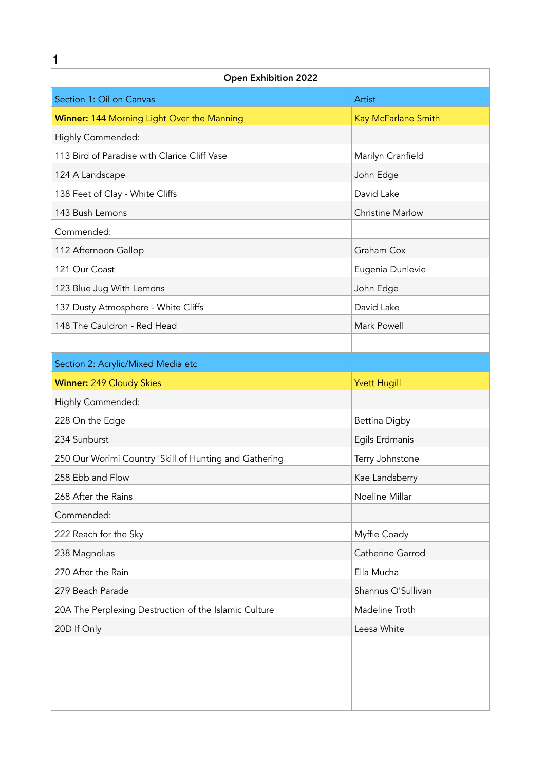| Open Exhibition 2022 | |
|---|---|
| Section 1: Oil on Canvas | Artist |
| **Winner:** 144 Morning Light Over the Manning | Kay McFarlane Smith |
| Highly Commended: | |
| 113 Bird of Paradise with Clarice Cliff Vase | Marilyn Cranfield |
| 124 A Landscape | John Edge |
| 138 Feet of Clay - White Cliffs | David Lake |
| 143 Bush Lemons | Christine Marlow |
| Commended: | |
| 112 Afternoon Gallop | Graham Cox |
| 121 Our Coast | Eugenia Dunlevie |
| 123 Blue Jug With Lemons | John Edge |
| 137 Dusty Atmosphere - White Cliffs | David Lake |
| 148 The Cauldron - Red Head | Mark Powell |
| | |
| Section 2: Acrylic/Mixed Media etc | |
| **Winner:** 249 Cloudy Skies | Yvett Hugill |
| Highly Commended: | |
| 228 On the Edge | Bettina Digby |
| 234 Sunburst | Egils Erdmanis |
| 250 Our Worimi Country 'Skill of Hunting and Gathering' | Terry Johnstone |
| 258 Ebb and Flow | Kae Landsberry |
| 268 After the Rains | Noeline Millar |
| Commended: | |
| 222 Reach for the Sky | Myffie Coady |
| 238 Magnolias | Catherine Garrod |
| 270 After the Rain | Ella Mucha |
| 279 Beach Parade | Shannus O'Sullivan |
| 20A The Perplexing Destruction of the Islamic Culture | Madeline Troth |
| 20D If Only | Leesa White |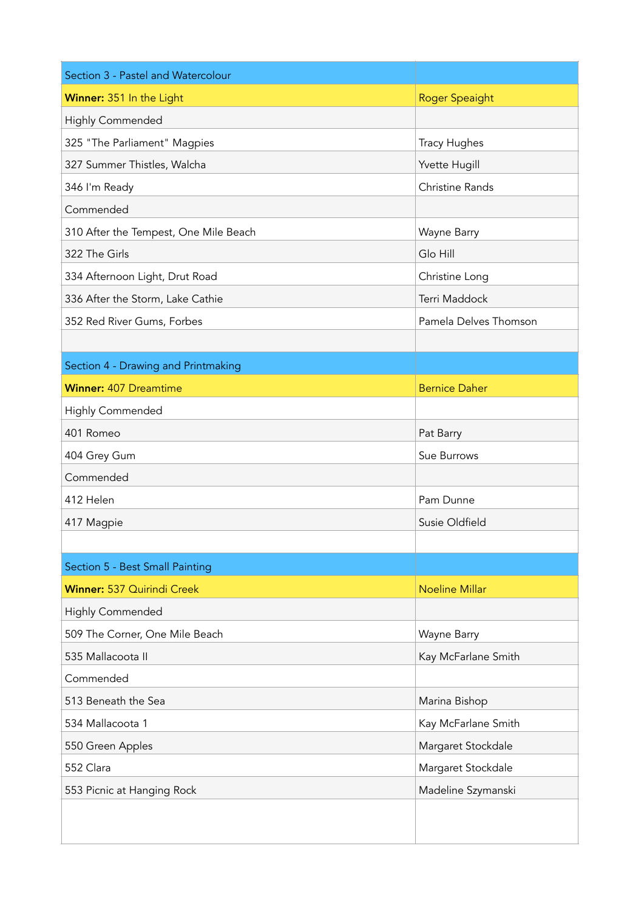| Section 3 - Pastel and Watercolour | |
|---|---|
| **Winner:** 351 In the Light | Roger Speaight |
| Highly Commended | |
| 325 "The Parliament" Magpies | Tracy Hughes |
| 327 Summer Thistles, Walcha | Yvette Hugill |
| 346 I'm Ready | Christine Rands |
| Commended | |
| 310 After the Tempest, One Mile Beach | Wayne Barry |
| 322 The Girls | Glo Hill |
| 334 Afternoon Light, Drut Road | Christine Long |
| 336 After the Storm, Lake Cathie | Terri Maddock |
| 352 Red River Gums, Forbes | Pamela Delves Thomson |
| | |
| Section 4 - Drawing and Printmaking | |
| **Winner:** 407 Dreamtime | Bernice Daher |
| Highly Commended | |
| 401 Romeo | Pat Barry |
| 404 Grey Gum | Sue Burrows |
| Commended | |
| 412 Helen | Pam Dunne |
| 417 Magpie | Susie Oldfield |
| | |
| Section 5 - Best Small Painting | |
| **Winner:** 537 Quirindi Creek | Noeline Millar |
| Highly Commended | |
| 509 The Corner, One Mile Beach | Wayne Barry |
| 535 Mallacoota II | Kay McFarlane Smith |
| Commended | |
| 513 Beneath the Sea | Marina Bishop |
| 534 Mallacoota 1 | Kay McFarlane Smith |
| 550 Green Apples | Margaret Stockdale |
| 552 Clara | Margaret Stockdale |
| 553 Picnic at Hanging Rock | Madeline Szymanski |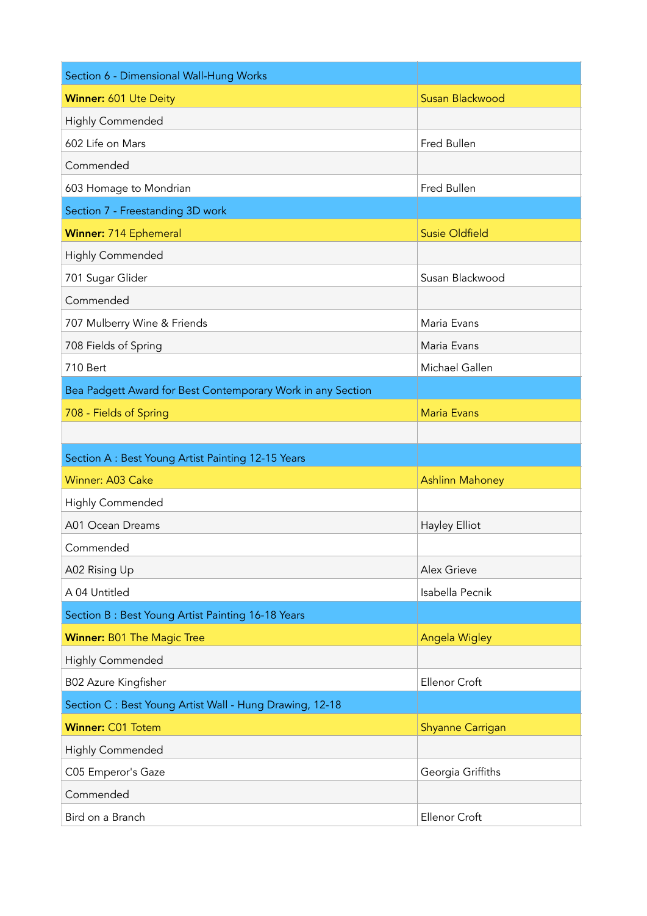| | |
|---|---|
| Section 6 - Dimensional Wall-Hung Works | |
| **Winner:** 601 Ute Deity | Susan Blackwood |
| Highly Commended | |
| 602 Life on Mars | Fred Bullen |
| Commended | |
| 603 Homage to Mondrian | Fred Bullen |
| Section 7 - Freestanding 3D work | |
| **Winner:** 714 Ephemeral | Susie Oldfield |
| Highly Commended | |
| 701 Sugar Glider | Susan Blackwood |
| Commended | |
| 707 Mulberry Wine & Friends | Maria Evans |
| 708 Fields of Spring | Maria Evans |
| 710 Bert | Michael Gallen |
| Bea Padgett Award for Best Contemporary Work in any Section | |
| 708 - Fields of Spring | Maria Evans |
| | |
| Section A : Best Young Artist Painting 12-15 Years | |
| Winner: A03 Cake | Ashlinn Mahoney |
| Highly Commended | |
| A01 Ocean Dreams | Hayley Elliot |
| Commended | |
| A02 Rising Up | Alex Grieve |
| A 04 Untitled | Isabella Pecnik |
| Section B : Best Young Artist Painting 16-18 Years | |
| **Winner:** B01 The Magic Tree | Angela Wigley |
| Highly Commended | |
| B02 Azure Kingfisher | Ellenor Croft |
| Section C : Best Young Artist Wall - Hung Drawing, 12-18 | |
| **Winner:** C01 Totem | Shyanne Carrigan |
| Highly Commended | |
| C05 Emperor's Gaze | Georgia Griffiths |
| Commended | |
| Bird on a Branch | Ellenor Croft |